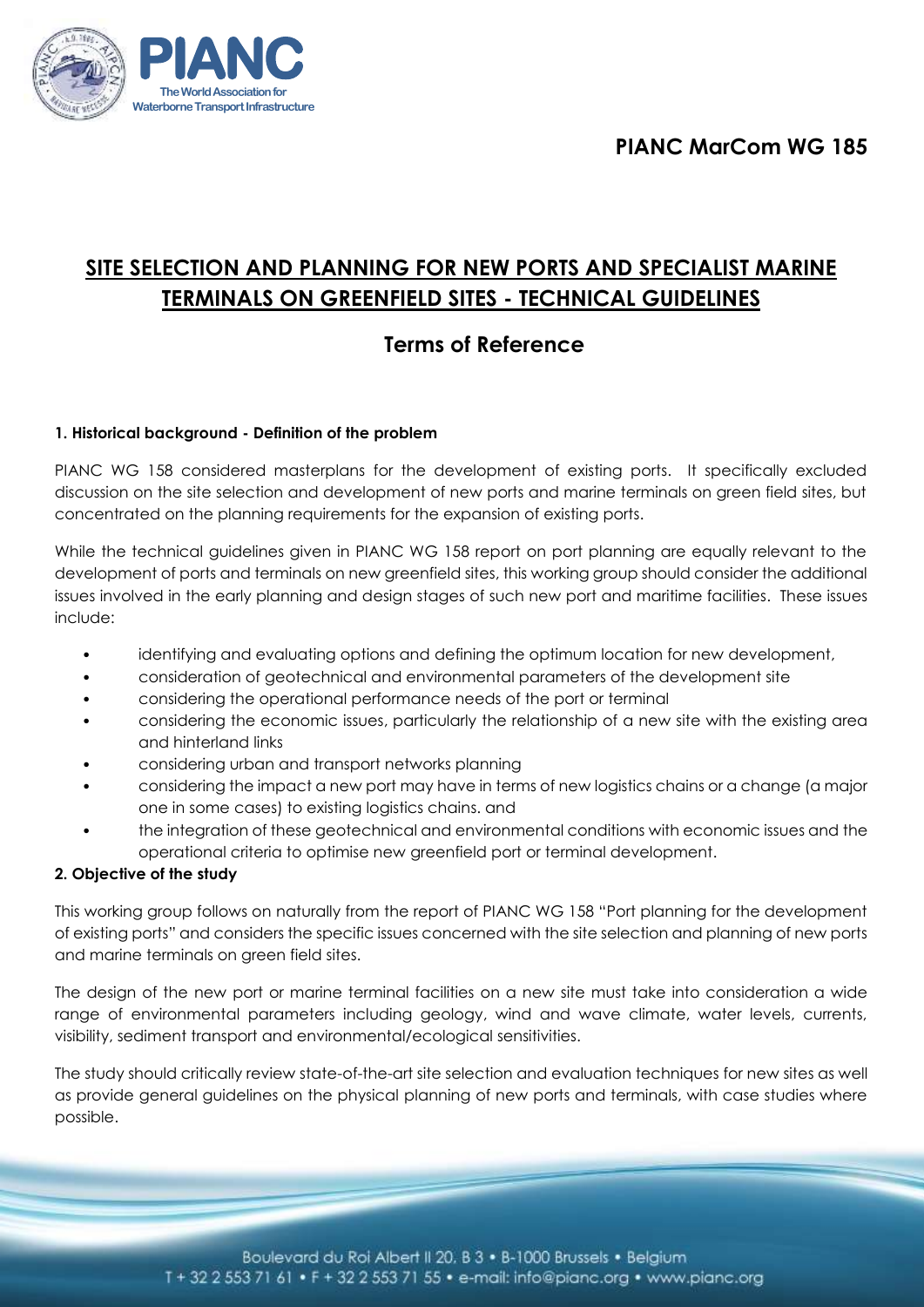# PIANC MarCom WG 185

## SITE SELECTION AND PLANNING FOR NEW PORTS AND SPECIALIST MARINE TERMINALS ON GREENFIELD SITES - TECHNICAL GUIDELINES

## Terms of Reference

### 1. Historical background - Definition of the problem

PIANC WG 158 considered masterplans for the development of existing ports. It specifically excluded discussion on the site selection and development of new ports and marine terminals on green field sites, but concentrated on the planning requirements for the expansion of existing ports.

While the technical guidelines given in PIANC WG 158 report on port planning are equally relevant to the development of ports and terminals on new greenfield sites, this working group should consider the additional issues involved in the early planning and design stages of such new port and maritime facilities. These issues include:

- identifying and evaluating options and defining the optimum location for new development,
- consideration of geotechnical and environmental parameters of the development site
- considering the operational performance needs of the port or terminal
- considering the economic issues, particularly the relationship of a new site with the existing area and hinterland links
- considering urban and transport networks planning
- considering the impact a new port may have in terms of new logistics chains or a change (a major one in some cases) to existing logistics chains. and
- the integration of these geotechnical and environmental conditions with economic issues and the operational criteria to optimise new greenfield port or terminal development.

### 2. Objective of the study

This working group follows on naturally from the report of PIANC WG 158 "Port planning for the development of existing ports" and considers the specific issues concerned with the site selection and planning of new ports and marine terminals on green field sites.

The design of the new port or marine terminal facilities on a new site must take into consideration a wide range of environmental parameters including geology, wind and wave climate, water levels, currents, visibility, sediment transport and environmental/ecological sensitivities.

The study should critically review state-of-the-art site selection and evaluation techniques for new sites as well as provide general guidelines on the physical planning of new ports and terminals, with case studies where possible.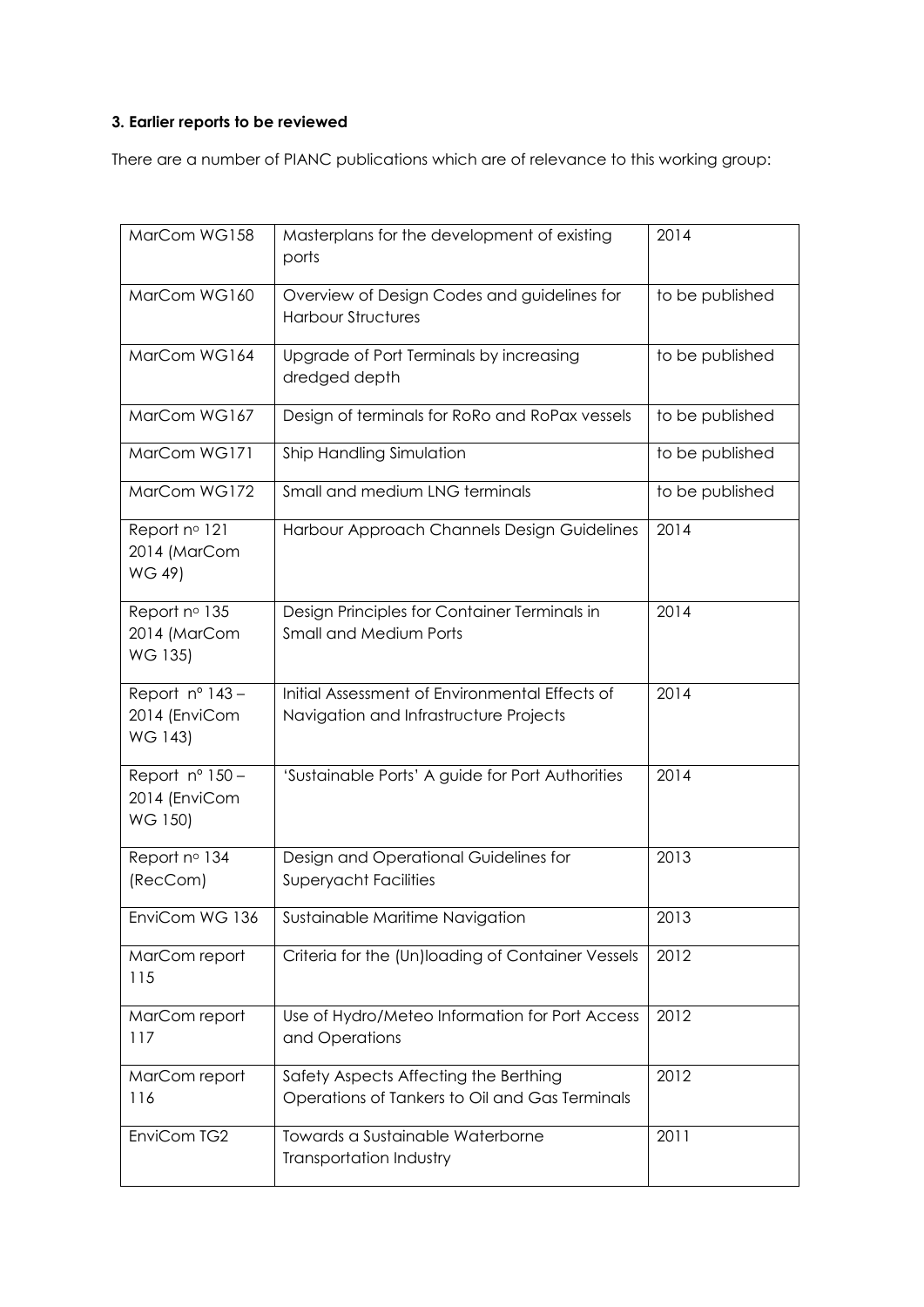**3. Earlier reports to be reviewed**

There are a number of PIANC publications which are of relevance to this working group:

| | | |
|---|---|---|
| MarCom WG158 | Masterplans for the development of existing ports | 2014 |
| MarCom WG160 | Overview of Design Codes and guidelines for Harbour Structures | to be published |
| MarCom WG164 | Upgrade of Port Terminals by increasing dredged depth | to be published |
| MarCom WG167 | Design of terminals for RoRo and RoPax vessels | to be published |
| MarCom WG171 | Ship Handling Simulation | to be published |
| MarCom WG172 | Small and medium LNG terminals | to be published |
| Report n◦ 121 2014 (MarCom WG 49) | Harbour Approach Channels Design Guidelines | 2014 |
| Report n◦ 135 2014 (MarCom WG 135) | Design Principles for Container Terminals in Small and Medium Ports | 2014 |
| Report n° 143 – 2014 (EnviCom WG 143) | Initial Assessment of Environmental Effects of Navigation and Infrastructure Projects | 2014 |
| Report n° 150 – 2014 (EnviCom WG 150) | 'Sustainable Ports' A guide for Port Authorities | 2014 |
| Report n◦ 134 (RecCom) | Design and Operational Guidelines for Superyacht Facilities | 2013 |
| EnviCom WG 136 | Sustainable Maritime Navigation | 2013 |
| MarCom report 115 | Criteria for the (Un)loading of Container Vessels | 2012 |
| MarCom report 117 | Use of Hydro/Meteo Information for Port Access and Operations | 2012 |
| MarCom report 116 | Safety Aspects Affecting the Berthing Operations of Tankers to Oil and Gas Terminals | 2012 |
| EnviCom TG2 | Towards a Sustainable Waterborne Transportation Industry | 2011 |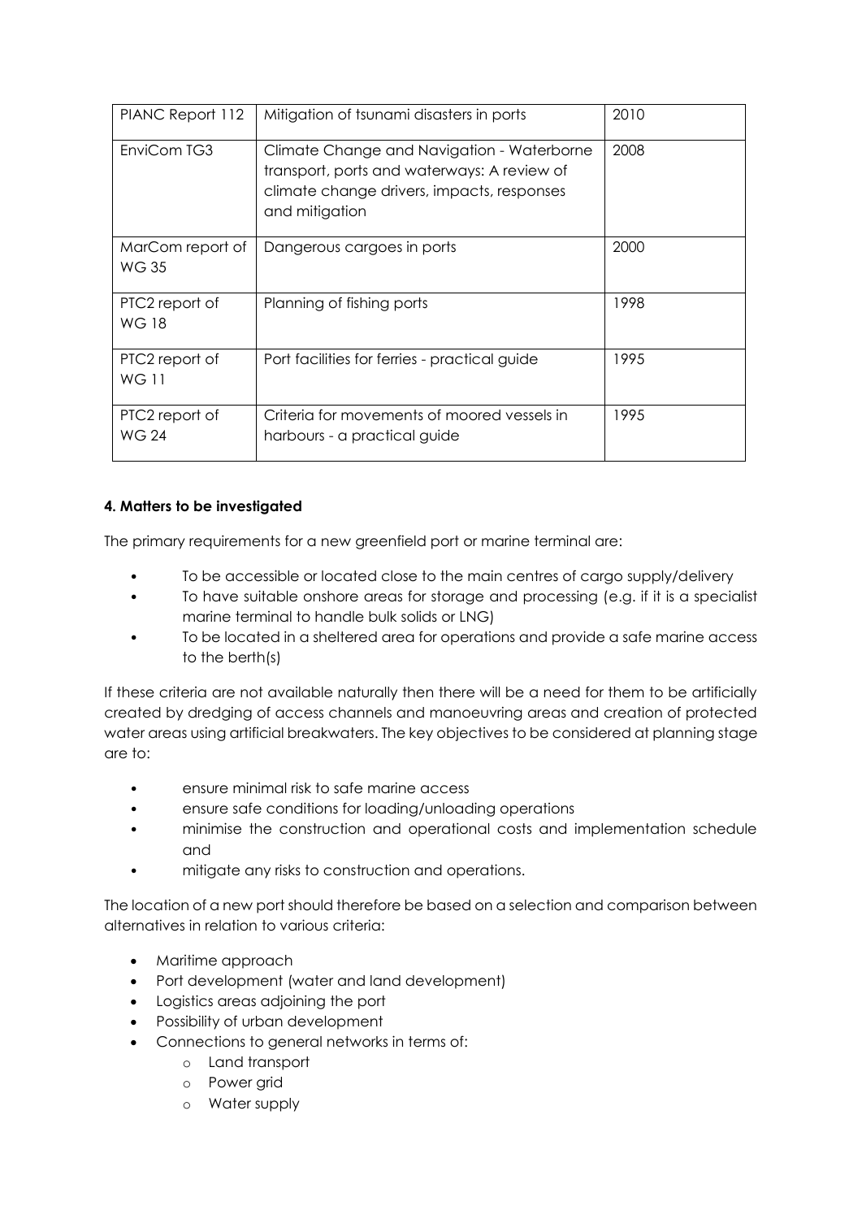| PIANC Report 112 | Mitigation of tsunami disasters in ports | 2010 |
|---|---|---|
| EnviCom TG3 | Climate Change and Navigation - Waterborne transport, ports and waterways: A review of climate change drivers, impacts, responses and mitigation | 2008 |
| MarCom report of WG 35 | Dangerous cargoes in ports | 2000 |
| PTC2 report of WG 18 | Planning of fishing ports | 1998 |
| PTC2 report of WG 11 | Port facilities for ferries - practical guide | 1995 |
| PTC2 report of WG 24 | Criteria for movements of moored vessels in harbours - a practical guide | 1995 |

**4. Matters to be investigated**

The primary requirements for a new greenfield port or marine terminal are:

- To be accessible or located close to the main centres of cargo supply/delivery
- To have suitable onshore areas for storage and processing (e.g. if it is a specialist marine terminal to handle bulk solids or LNG)
- To be located in a sheltered area for operations and provide a safe marine access to the berth(s)

If these criteria are not available naturally then there will be a need for them to be artificially created by dredging of access channels and manoeuvring areas and creation of protected water areas using artificial breakwaters. The key objectives to be considered at planning stage are to:

- ensure minimal risk to safe marine access
- ensure safe conditions for loading/unloading operations
- minimise the construction and operational costs and implementation schedule and
- mitigate any risks to construction and operations.

The location of a new port should therefore be based on a selection and comparison between alternatives in relation to various criteria:

- Maritime approach
- Port development (water and land development)
- Logistics areas adjoining the port
- Possibility of urban development
- Connections to general networks in terms of:
  - Land transport
  - Power grid
  - Water supply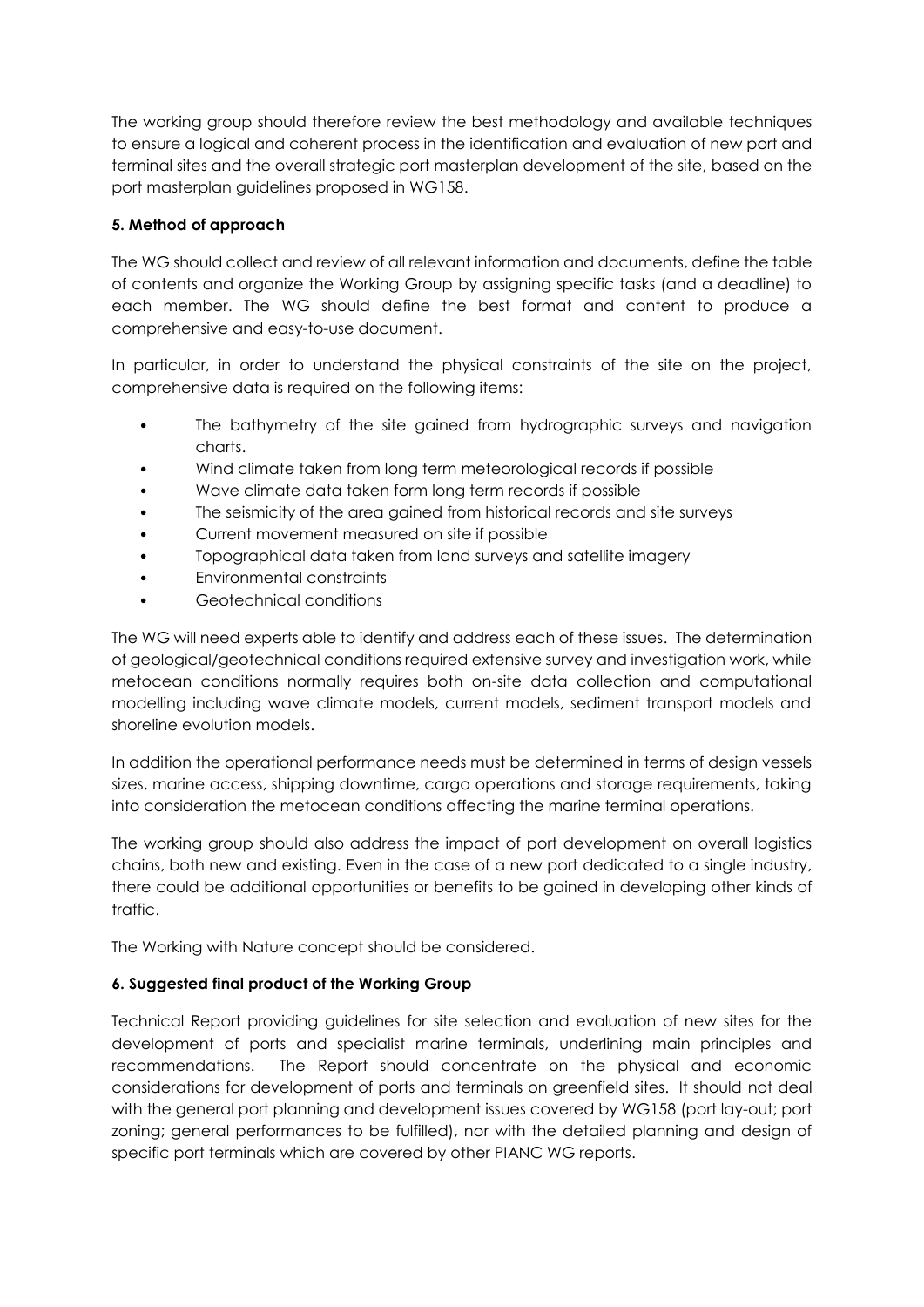The working group should therefore review the best methodology and available techniques to ensure a logical and coherent process in the identification and evaluation of new port and terminal sites and the overall strategic port masterplan development of the site, based on the port masterplan guidelines proposed in WG158.

**5. Method of approach**

The WG should collect and review of all relevant information and documents, define the table of contents and organize the Working Group by assigning specific tasks (and a deadline) to each member. The WG should define the best format and content to produce a comprehensive and easy-to-use document.

In particular, in order to understand the physical constraints of the site on the project, comprehensive data is required on the following items:

- The bathymetry of the site gained from hydrographic surveys and navigation charts.
- Wind climate taken from long term meteorological records if possible
- Wave climate data taken form long term records if possible
- The seismicity of the area gained from historical records and site surveys
- Current movement measured on site if possible
- Topographical data taken from land surveys and satellite imagery
- Environmental constraints
- Geotechnical conditions

The WG will need experts able to identify and address each of these issues. The determination of geological/geotechnical conditions required extensive survey and investigation work, while metocean conditions normally requires both on-site data collection and computational modelling including wave climate models, current models, sediment transport models and shoreline evolution models.

In addition the operational performance needs must be determined in terms of design vessels sizes, marine access, shipping downtime, cargo operations and storage requirements, taking into consideration the metocean conditions affecting the marine terminal operations.

The working group should also address the impact of port development on overall logistics chains, both new and existing. Even in the case of a new port dedicated to a single industry, there could be additional opportunities or benefits to be gained in developing other kinds of traffic.

The Working with Nature concept should be considered.

**6. Suggested final product of the Working Group**

Technical Report providing guidelines for site selection and evaluation of new sites for the development of ports and specialist marine terminals, underlining main principles and recommendations. The Report should concentrate on the physical and economic considerations for development of ports and terminals on greenfield sites. It should not deal with the general port planning and development issues covered by WG158 (port lay-out; port zoning; general performances to be fulfilled), nor with the detailed planning and design of specific port terminals which are covered by other PIANC WG reports.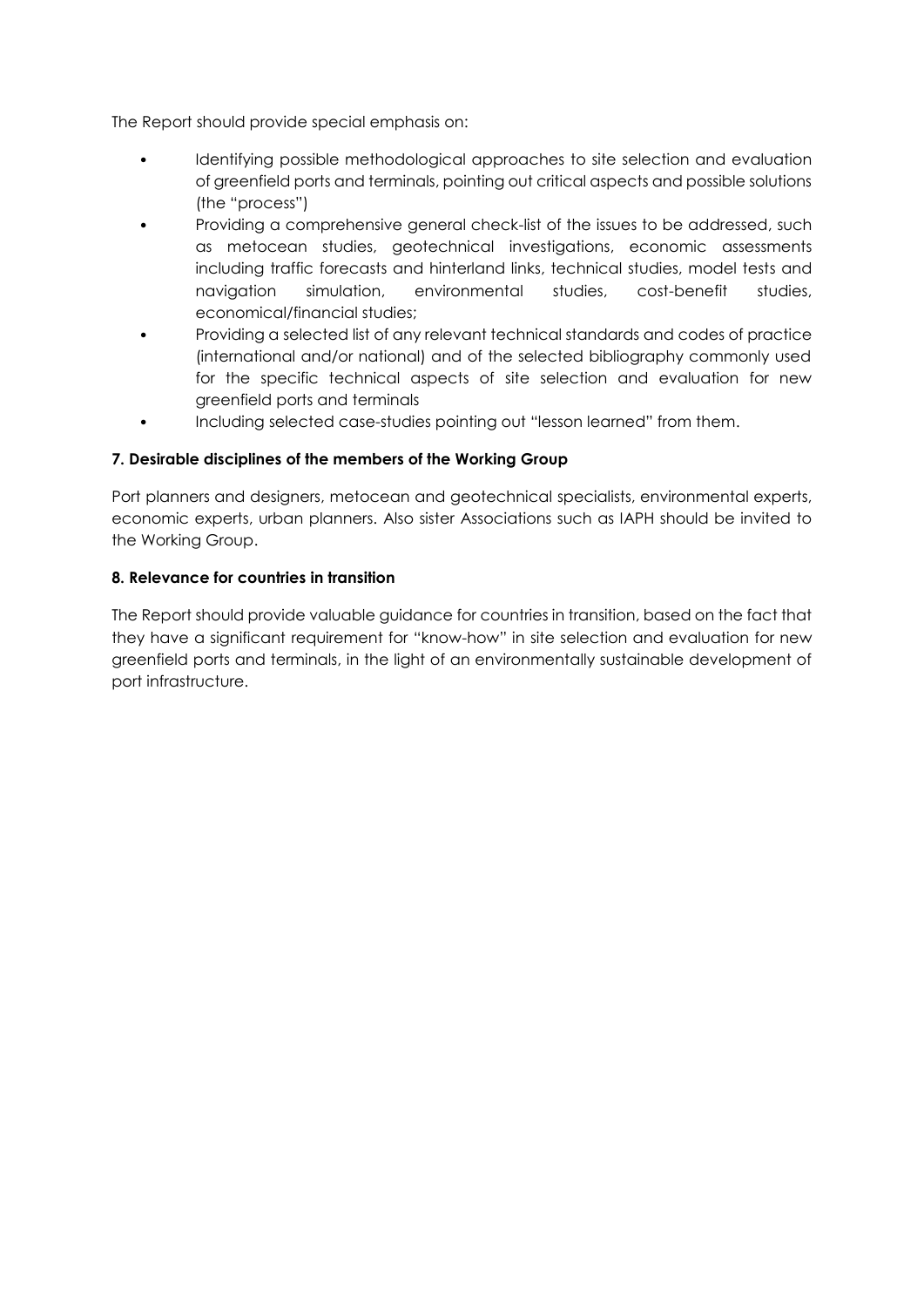The Report should provide special emphasis on:

- Identifying possible methodological approaches to site selection and evaluation of greenfield ports and terminals, pointing out critical aspects and possible solutions (the "process")
- Providing a comprehensive general check-list of the issues to be addressed, such as metocean studies, geotechnical investigations, economic assessments including traffic forecasts and hinterland links, technical studies, model tests and navigation simulation, environmental studies, cost-benefit studies, economical/financial studies;
- Providing a selected list of any relevant technical standards and codes of practice (international and/or national) and of the selected bibliography commonly used for the specific technical aspects of site selection and evaluation for new greenfield ports and terminals
- Including selected case-studies pointing out "lesson learned" from them.

### 7. Desirable disciplines of the members of the Working Group

Port planners and designers, metocean and geotechnical specialists, environmental experts, economic experts, urban planners. Also sister Associations such as IAPH should be invited to the Working Group.

### 8. Relevance for countries in transition

The Report should provide valuable guidance for countries in transition, based on the fact that they have a significant requirement for "know-how" in site selection and evaluation for new greenfield ports and terminals, in the light of an environmentally sustainable development of port infrastructure.